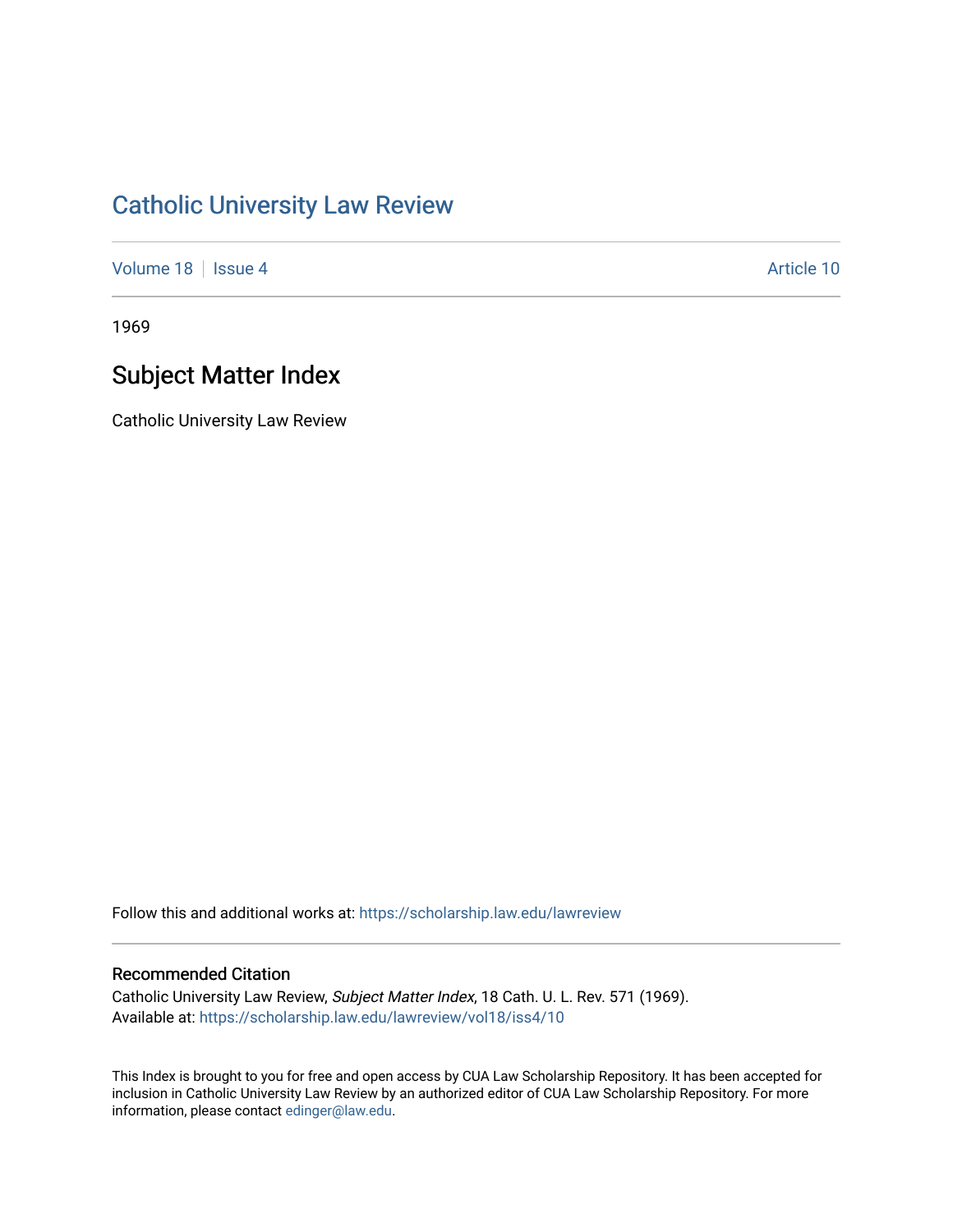# Catholic University Law Review

Volume 18 | Issue 4 | Article 10

1969

## Subject Matter Index

Catholic University Law Review

Follow this and additional works at: https://scholarship.law.edu/lawreview

### Recommended Citation

Catholic University Law Review, *Subject Matter Index*, 18 Cath. U. L. Rev. 571 (1969).
Available at: https://scholarship.law.edu/lawreview/vol18/iss4/10

This Index is brought to you for free and open access by CUA Law Scholarship Repository. It has been accepted for inclusion in Catholic University Law Review by an authorized editor of CUA Law Scholarship Repository. For more information, please contact edinger@law.edu.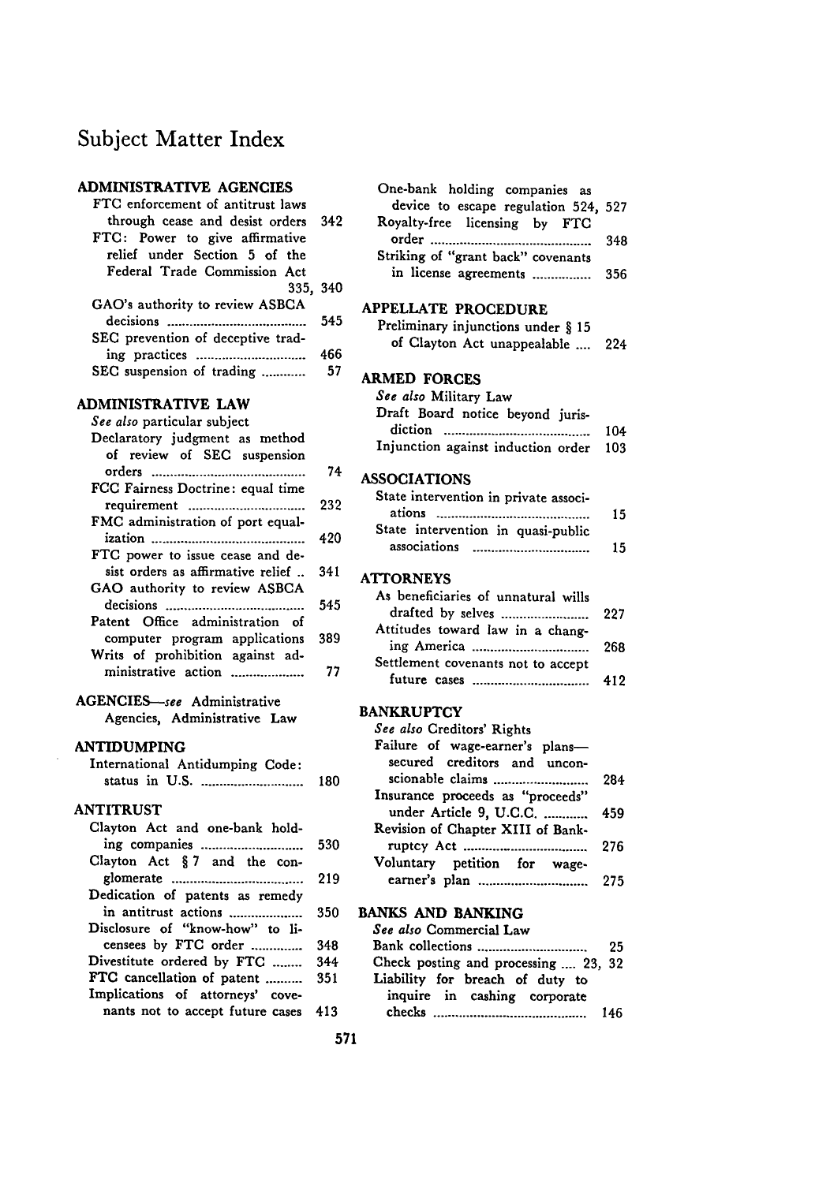# Subject Matter Index

**ADMINISTRATIVE AGENCIES**

- FTC enforcement of antitrust laws through cease and desist orders .... 342
- FTC: Power to give affirmative relief under Section 5 of the Federal Trade Commission Act .... 335, 340
- GAO's authority to review ASBCA decisions .... 545
- SEC prevention of deceptive trading practices .... 466
- SEC suspension of trading .... 57

**ADMINISTRATIVE LAW**

*See also* particular subject

- Declaratory judgment as method of review of SEC suspension orders .... 74
- FCC Fairness Doctrine: equal time requirement .... 232
- FMC administration of port equalization .... 420
- FTC power to issue cease and desist orders as affirmative relief .. 341
- GAO authority to review ASBCA decisions .... 545
- Patent Office administration of computer program applications .... 389
- Writs of prohibition against administrative action .... 77

**AGENCIES**—*see* Administrative Agencies, Administrative Law

**ANTIDUMPING**

- International Antidumping Code: status in U.S. .... 180

**ANTITRUST**

- Clayton Act and one-bank holding companies .... 530
- Clayton Act § 7 and the conglomerate .... 219
- Dedication of patents as remedy in antitrust actions .... 350
- Disclosure of "know-how" to licensees by FTC order .... 348
- Divestitute ordered by FTC .... 344
- FTC cancellation of patent .... 351
- Implications of attorneys' covenants not to accept future cases .... 413
- One-bank holding companies as device to escape regulation .... 524, 527
- Royalty-free licensing by FTC order .... 348
- Striking of "grant back" covenants in license agreements .... 356

**APPELLATE PROCEDURE**

- Preliminary injunctions under § 15 of Clayton Act unappealable .... 224

**ARMED FORCES**

*See also* Military Law

- Draft Board notice beyond jurisdiction .... 104
- Injunction against induction order .... 103

**ASSOCIATIONS**

- State intervention in private associations .... 15
- State intervention in quasi-public associations .... 15

**ATTORNEYS**

- As beneficiaries of unnatural wills drafted by selves .... 227
- Attitudes toward law in a changing America .... 268
- Settlement covenants not to accept future cases .... 412

**BANKRUPTCY**

*See also* Creditors' Rights

- Failure of wage-earner's plans—secured creditors and unconscionable claims .... 284
- Insurance proceeds as "proceeds" under Article 9, U.C.C. .... 459
- Revision of Chapter XIII of Bankruptcy Act .... 276
- Voluntary petition for wage-earner's plan .... 275

**BANKS AND BANKING**

*See also* Commercial Law

- Bank collections .... 25
- Check posting and processing .... 23, 32
- Liability for breach of duty to inquire in cashing corporate checks .... 146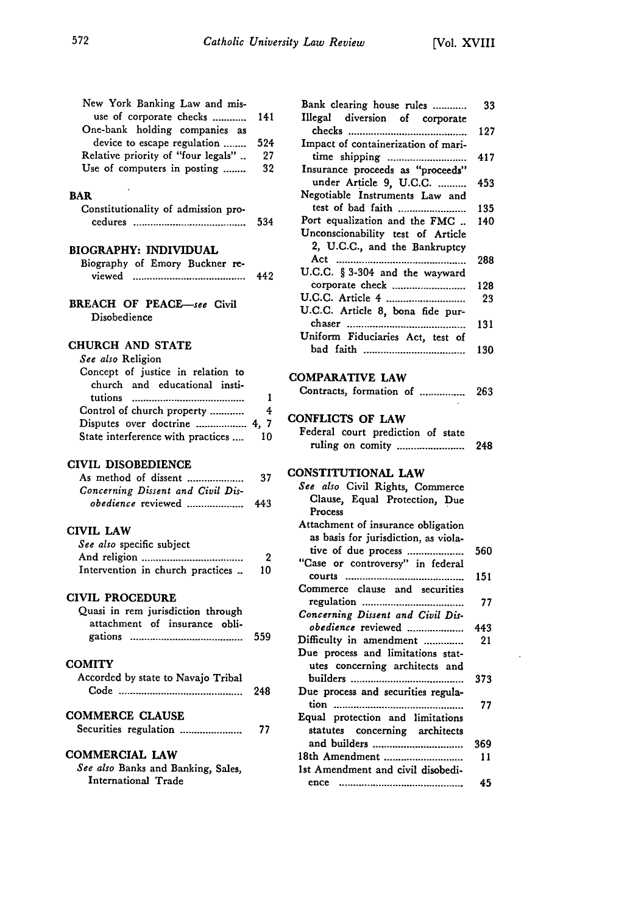New York Banking Law and misuse of corporate checks ............ 141
One-bank holding companies as device to escape regulation ........ 524
Relative priority of "four legals" .. 27
Use of computers in posting ........ 32

**BAR**

Constitutionality of admission procedures ........................................ 534

**BIOGRAPHY: INDIVIDUAL**

Biography of Emory Buckner reviewed ........................................ 442

**BREACH OF PEACE**—*see* Civil Disobedience

**CHURCH AND STATE**

*See also* Religion
Concept of justice in relation to church and educational institutions ........................................ 1
Control of church property ............ 4
Disputes over doctrine .................. 4, 7
State interference with practices .... 10

**CIVIL DISOBEDIENCE**

As method of dissent .................... 37
*Concerning Dissent and Civil Disobedience* reviewed .................... 443

**CIVIL LAW**

*See also* specific subject
And religion .................................... 2
Intervention in church practices .. 10

**CIVIL PROCEDURE**

Quasi in rem jurisdiction through attachment of insurance obligations ........................................ 559

**COMITY**

Accorded by state to Navajo Tribal Code ............................................ 248

**COMMERCE CLAUSE**

Securities regulation ...................... 77

**COMMERCIAL LAW**

*See also* Banks and Banking, Sales, International Trade
Bank clearing house rules ............ 33
Illegal diversion of corporate checks .......................................... 127
Impact of containerization of maritime shipping ............................ 417
Insurance proceeds as "proceeds" under Article 9, U.C.C. .......... 453
Negotiable Instruments Law and test of bad faith ........................ 135
Port equalization and the FMC .. 140
Unconscionability test of Article 2, U.C.C., and the Bankruptcy Act .............................................. 288
U.C.C. § 3-304 and the wayward corporate check .......................... 128
U.C.C. Article 4 ............................ 23
U.C.C. Article 8, bona fide purchaser .......................................... 131
Uniform Fiduciaries Act, test of bad faith .................................... 130

**COMPARATIVE LAW**

Contracts, formation of ................ 263

**CONFLICTS OF LAW**

Federal court prediction of state ruling on comity ........................ 248

**CONSTITUTIONAL LAW**

*See also* Civil Rights, Commerce Clause, Equal Protection, Due Process
Attachment of insurance obligation as basis for jurisdiction, as violative of due process .................... 560
"Case or controversy" in federal courts .......................................... 151
Commerce clause and securities regulation .................................... 77
*Concerning Dissent and Civil Disobedience* reviewed .................... 443
Difficulty in amendment .............. 21
Due process and limitations statutes concerning architects and builders ........................................ 373
Due process and securities regulation .............................................. 77
Equal protection and limitations statutes concerning architects and builders ................................ 369
18th Amendment ............................ 11
1st Amendment and civil disobedience ............................................ 45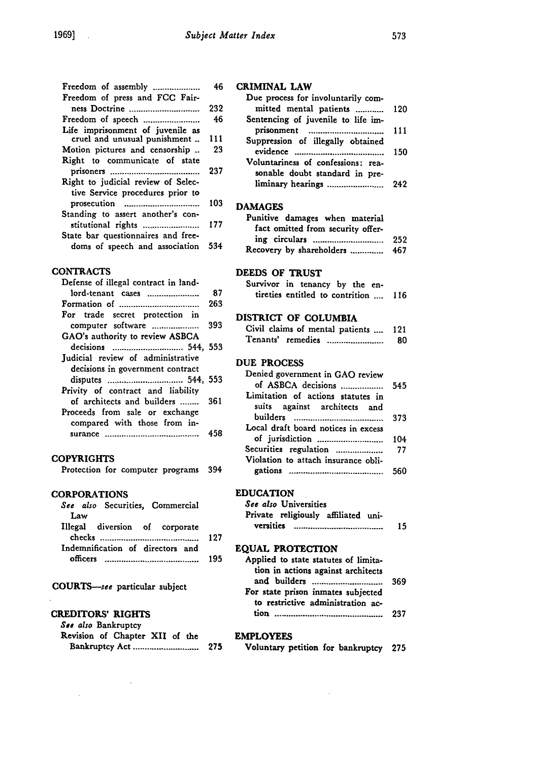Freedom of assembly .................... 46
Freedom of press and FCC Fairness Doctrine .............................. 232
Freedom of speech ........................ 46
Life imprisonment of juvenile as cruel and unusual punishment .. 111
Motion pictures and censorship .. 23
Right to communicate of state prisoners ...................................... 237
Right to judicial review of Selective Service procedures prior to prosecution ................................. 103
Standing to assert another's constitutional rights ........................ 177
State bar questionnaires and freedoms of speech and association 534

## CONTRACTS

Defense of illegal contract in landlord-tenant cases ...................... 87
Formation of .................................. 263
For trade secret protection in computer software .................... 393
GAO's authority to review ASBCA decisions .............................. 544, 553
Judicial review of administrative decisions in government contract disputes ................................ 544, 553
Privity of contract and liability of architects and builders ........ 361
Proceeds from sale or exchange compared with those from insurance ........................................ 458

## COPYRIGHTS

Protection for computer programs 394

## CORPORATIONS

*See also* Securities, Commercial Law
Illegal diversion of corporate checks .......................................... 127
Indemnification of directors and officers ......................................... 195

## COURTS—*see* particular subject

## CREDITORS' RIGHTS

*See also* Bankruptcy
Revision of Chapter XII of the Bankruptcy Act ............................ 275

## CRIMINAL LAW

Due process for involuntarily committed mental patients ............ 120
Sentencing of juvenile to life imprisonment ................................ 111
Suppression of illegally obtained evidence ...................................... 150
Voluntariness of confessions: reasonable doubt standard in preliminary hearings ........................ 242

## DAMAGES

Punitive damages when material fact omitted from security offering circulars .............................. 252
Recovery by shareholders .............. 467

## DEEDS OF TRUST

Survivor in tenancy by the entireties entitled to contrition .... 116

## DISTRICT OF COLUMBIA

Civil claims of mental patients .... 121
Tenants' remedies ........................ 80

## DUE PROCESS

Denied government in GAO review of ASBCA decisions .................. 545
Limitation of actions statutes in suits against architects and builders ...................................... 373
Local draft board notices in excess of jurisdiction ............................ 104
Securities regulation .................... 77
Violation to attach insurance obligations ........................................ 560

## EDUCATION

*See also* Universities
Private religiously affiliated universities ...................................... 15

## EQUAL PROTECTION

Applied to state statutes of limitation in actions against architects and builders .............................. 369
For state prison inmates subjected to restrictive administration action ............................................... 237

## EMPLOYEES

Voluntary petition for bankruptcy 275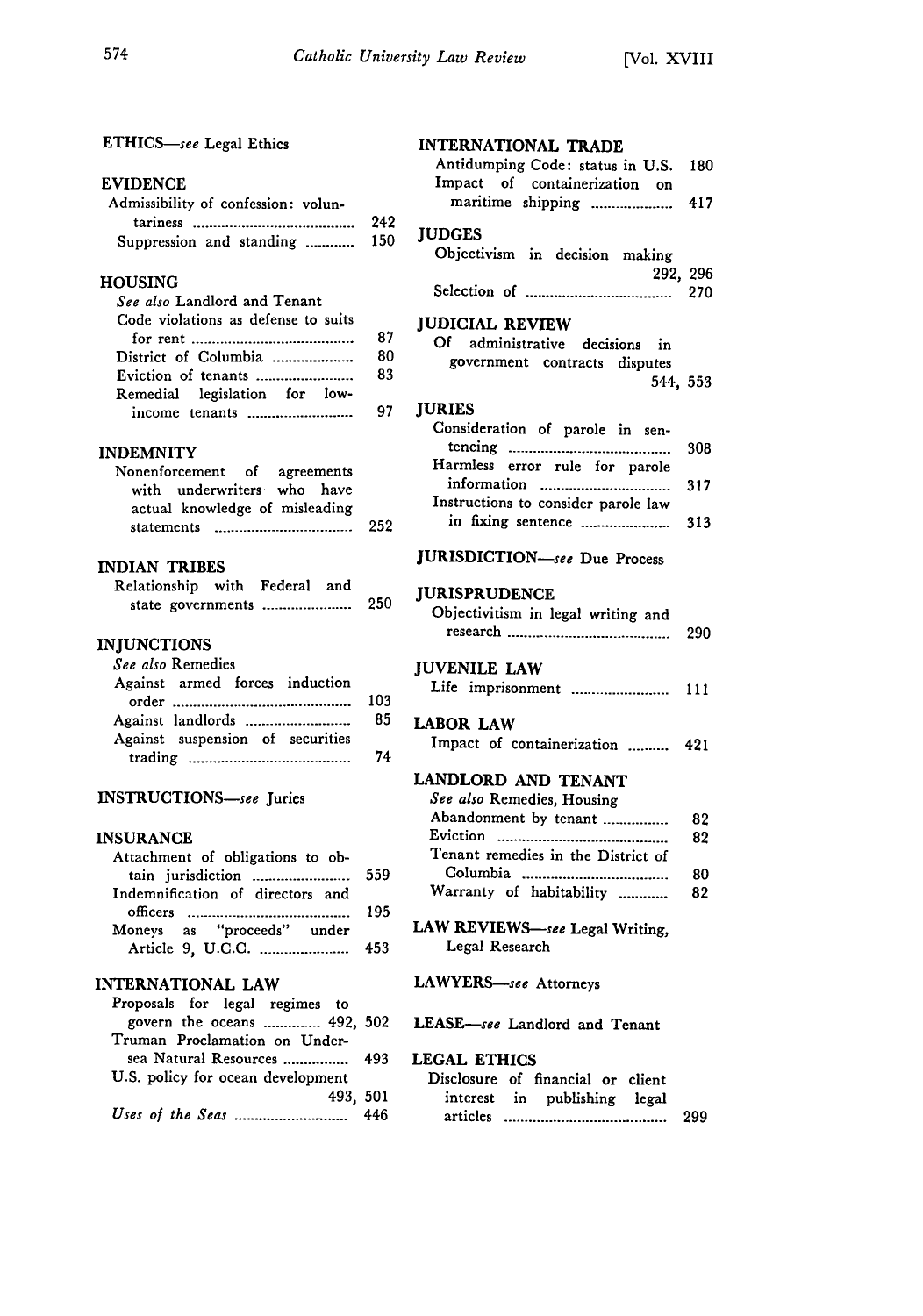ETHICS—*see* Legal Ethics

EVIDENCE
- Admissibility of confession: voluntariness .......... 242
- Suppression and standing .......... 150

HOUSING
- *See also* Landlord and Tenant
- Code violations as defense to suits for rent .......... 87
- District of Columbia .......... 80
- Eviction of tenants .......... 83
- Remedial legislation for low-income tenants .......... 97

INDEMNITY
- Nonenforcement of agreements with underwriters who have actual knowledge of misleading statements .......... 252

INDIAN TRIBES
- Relationship with Federal and state governments .......... 250

INJUNCTIONS
- *See also* Remedies
- Against armed forces induction order .......... 103
- Against landlords .......... 85
- Against suspension of securities trading .......... 74

INSTRUCTIONS—*see* Juries

INSURANCE
- Attachment of obligations to obtain jurisdiction .......... 559
- Indemnification of directors and officers .......... 195
- Moneys as "proceeds" under Article 9, U.C.C. .......... 453

INTERNATIONAL LAW
- Proposals for legal regimes to govern the oceans .......... 492, 502
- Truman Proclamation on Undersea Natural Resources .......... 493
- U.S. policy for ocean development .......... 493, 501
- *Uses of the Seas* .......... 446

INTERNATIONAL TRADE
- Antidumping Code: status in U.S. 180
- Impact of containerization on maritime shipping .......... 417

JUDGES
- Objectivism in decision making .......... 292, 296
- Selection of .......... 270

JUDICIAL REVIEW
- Of administrative decisions in government contracts disputes .......... 544, 553

JURIES
- Consideration of parole in sentencing .......... 308
- Harmless error rule for parole information .......... 317
- Instructions to consider parole law in fixing sentence .......... 313

JURISDICTION—*see* Due Process

JURISPRUDENCE
- Objectivitism in legal writing and research .......... 290

JUVENILE LAW
- Life imprisonment .......... 111

LABOR LAW
- Impact of containerization .......... 421

LANDLORD AND TENANT
- *See also* Remedies, Housing
- Abandonment by tenant .......... 82
- Eviction .......... 82
- Tenant remedies in the District of Columbia .......... 80
- Warranty of habitability .......... 82

LAW REVIEWS—*see* Legal Writing, Legal Research

LAWYERS—*see* Attorneys

LEASE—*see* Landlord and Tenant

LEGAL ETHICS
- Disclosure of financial or client interest in publishing legal articles .......... 299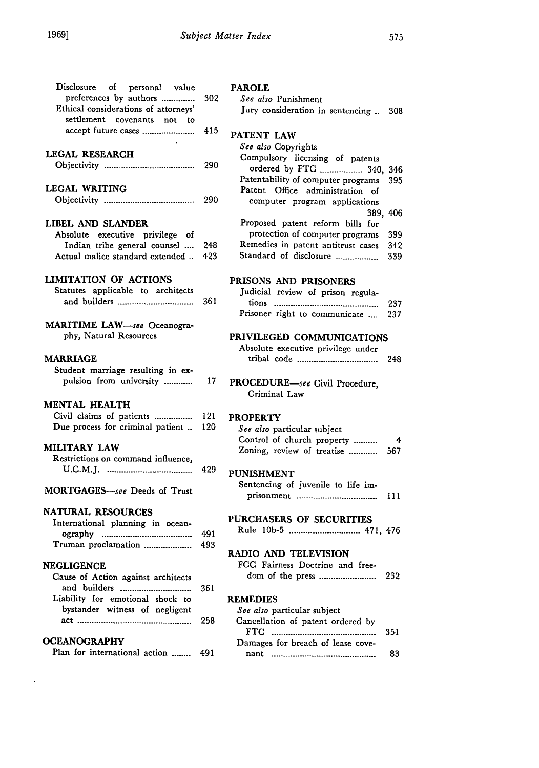Disclosure of personal value preferences by authors .............. 302
Ethical considerations of attorneys' settlement covenants not to accept future cases ...................... 415

**LEGAL RESEARCH**
Objectivity ...................................... 290

**LEGAL WRITING**
Objectivity ...................................... 290

**LIBEL AND SLANDER**
Absolute executive privilege of Indian tribe general counsel .... 248
Actual malice standard extended .. 423

**LIMITATION OF ACTIONS**
Statutes applicable to architects and builders ................................ 361

**MARITIME LAW**—*see* Oceanography, Natural Resources

**MARRIAGE**
Student marriage resulting in expulsion from university ............ 17

**MENTAL HEALTH**
Civil claims of patients ................ 121
Due process for criminal patient .. 120

**MILITARY LAW**
Restrictions on command influence, U.C.M.J. .................................... 429

**MORTGAGES**—*see* Deeds of Trust

**NATURAL RESOURCES**
International planning in oceanography ...................................... 491
Truman proclamation .................... 493

**NEGLIGENCE**
Cause of Action against architects and builders .............................. 361
Liability for emotional shock to bystander witness of negligent act ................................................ 258

**OCEANOGRAPHY**
Plan for international action ........ 491

**PAROLE**
*See also* Punishment
Jury consideration in sentencing .. 308

**PATENT LAW**
*See also* Copyrights
Compulsory licensing of patents ordered by FTC .................. 340, 346
Patentability of computer programs 395
Patent Office administration of computer program applications 389, 406
Proposed patent reform bills for protection of computer programs 399
Remedies in patent antitrust cases 342
Standard of disclosure .................. 339

**PRISONS AND PRISONERS**
Judicial review of prison regulations ............................................ 237
Prisoner right to communicate .... 237

**PRIVILEGED COMMUNICATIONS**
Absolute executive privilege under tribal code .................................. 248

**PROCEDURE**—*see* Civil Procedure, Criminal Law

**PROPERTY**
*See also* particular subject
Control of church property .......... 4
Zoning, review of treatise ............ 567

**PUNISHMENT**
Sentencing of juvenile to life imprisonment .................................. 111

**PURCHASERS OF SECURITIES**
Rule 10b-5 .............................. 471, 476

**RADIO AND TELEVISION**
FCC Fairness Doctrine and freedom of the press ........................ 232

**REMEDIES**
*See also* particular subject
Cancellation of patent ordered by FTC ............................................ 351
Damages for breach of lease covenant ............................................ 83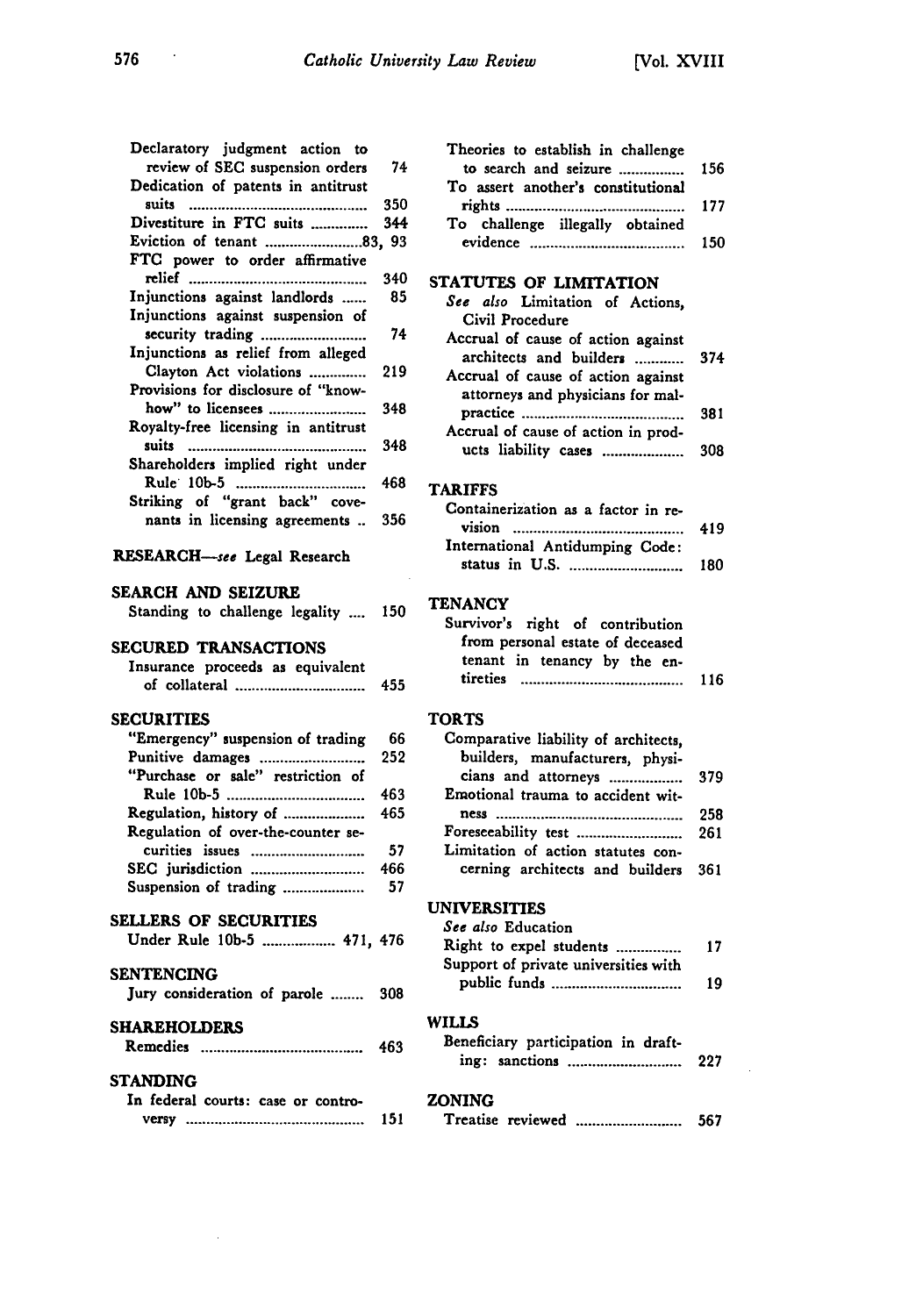Declaratory judgment action to review of SEC suspension orders 74
Dedication of patents in antitrust suits 350
Divestiture in FTC suits 344
Eviction of tenant 83, 93
FTC power to order affirmative relief 340
Injunctions against landlords 85
Injunctions against suspension of security trading 74
Injunctions as relief from alleged Clayton Act violations 219
Provisions for disclosure of "know-how" to licensees 348
Royalty-free licensing in antitrust suits 348
Shareholders implied right under Rule 10b-5 468
Striking of "grant back" covenants in licensing agreements 356

**RESEARCH**—*see* Legal Research

**SEARCH AND SEIZURE**
Standing to challenge legality 150

**SECURED TRANSACTIONS**
Insurance proceeds as equivalent of collateral 455

**SECURITIES**
"Emergency" suspension of trading 66
Punitive damages 252
"Purchase or sale" restriction of Rule 10b-5 463
Regulation, history of 465
Regulation of over-the-counter securities issues 57
SEC jurisdiction 466
Suspension of trading 57

**SELLERS OF SECURITIES**
Under Rule 10b-5 471, 476

**SENTENCING**
Jury consideration of parole 308

**SHAREHOLDERS**
Remedies 463

**STANDING**
In federal courts: case or controversy 151
Theories to establish in challenge to search and seizure 156
To assert another's constitutional rights 177
To challenge illegally obtained evidence 150

**STATUTES OF LIMITATION**
*See also* Limitation of Actions, Civil Procedure
Accrual of cause of action against architects and builders 374
Accrual of cause of action against attorneys and physicians for malpractice 381
Accrual of cause of action in products liability cases 308

**TARIFFS**
Containerization as a factor in revision 419
International Antidumping Code: status in U.S. 180

**TENANCY**
Survivor's right of contribution from personal estate of deceased tenant in tenancy by the entireties 116

**TORTS**
Comparative liability of architects, builders, manufacturers, physicians and attorneys 379
Emotional trauma to accident witness 258
Foreseeability test 261
Limitation of action statutes concerning architects and builders 361

**UNIVERSITIES**
*See also* Education
Right to expel students 17
Support of private universities with public funds 19

**WILLS**
Beneficiary participation in drafting: sanctions 227

**ZONING**
Treatise reviewed 567